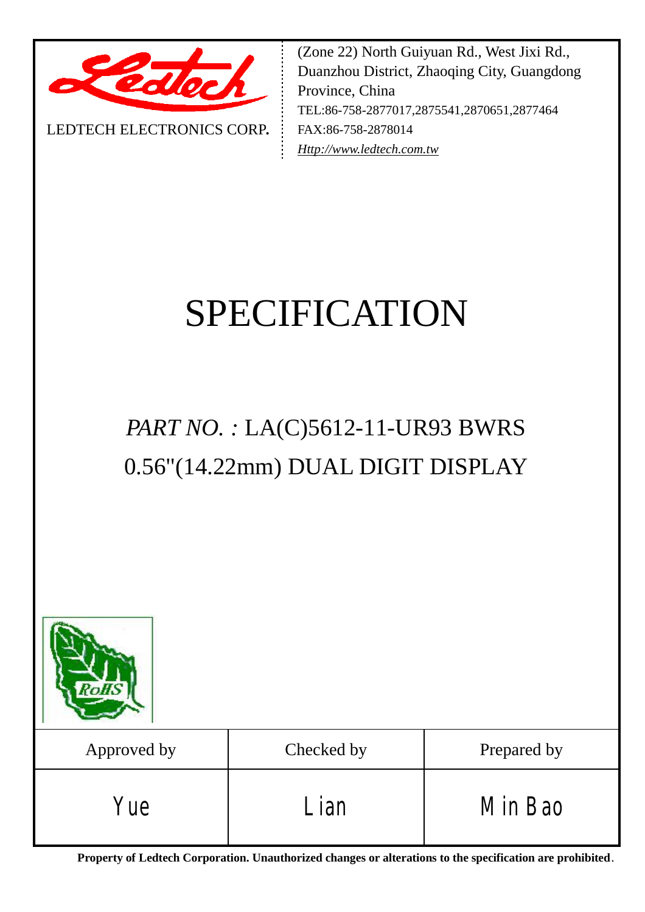LEDTECH ELECTRONICS CORP.

(Zone 22) North Guiyuan Rd., West Jixi Rd., Duanzhou District, Zhaoqing City, Guangdong Province, China
TEL:86-758-2877017,2875541,2870651,2877464
FAX:86-758-2878014
Http://www.ledtech.com.tw

# SPECIFICATION

## *PART NO. :* LA(C)5612-11-UR93 BWRS

## 0.56"(14.22mm) DUAL DIGIT DISPLAY

| Approved by | Checked by | Prepared by |
|---|---|---|
| Yue | Lian | Min Bao |

**Property of Ledtech Corporation. Unauthorized changes or alterations to the specification are prohibited**.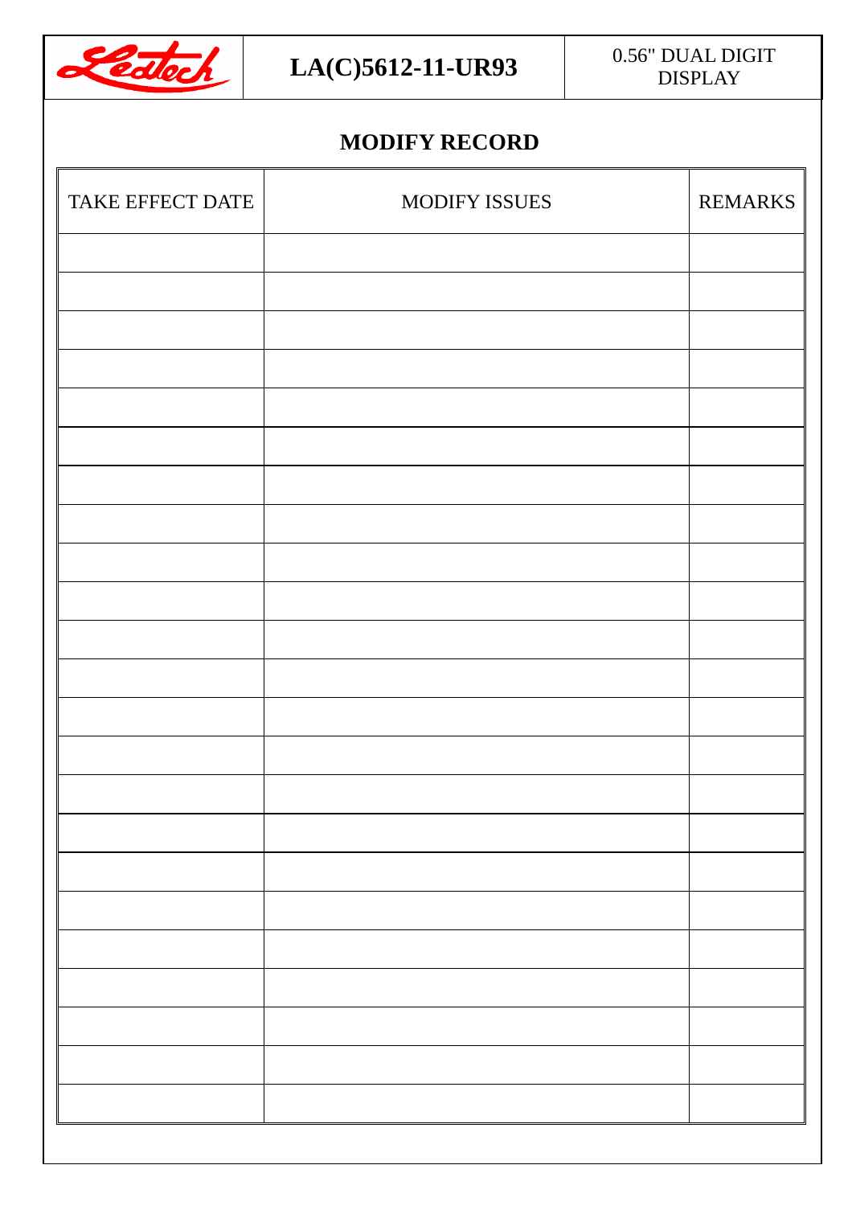## MODIFY RECORD

| TAKE EFFECT DATE | MODIFY ISSUES | REMARKS |
| --- | --- | --- |
| | | |
| | | |
| | | |
| | | |
| | | |
| | | |
| | | |
| | | |
| | | |
| | | |
| | | |
| | | |
| | | |
| | | |
| | | |
| | | |
| | | |
| | | |
| | | |
| | | |
| | | |
| | | |
| | | |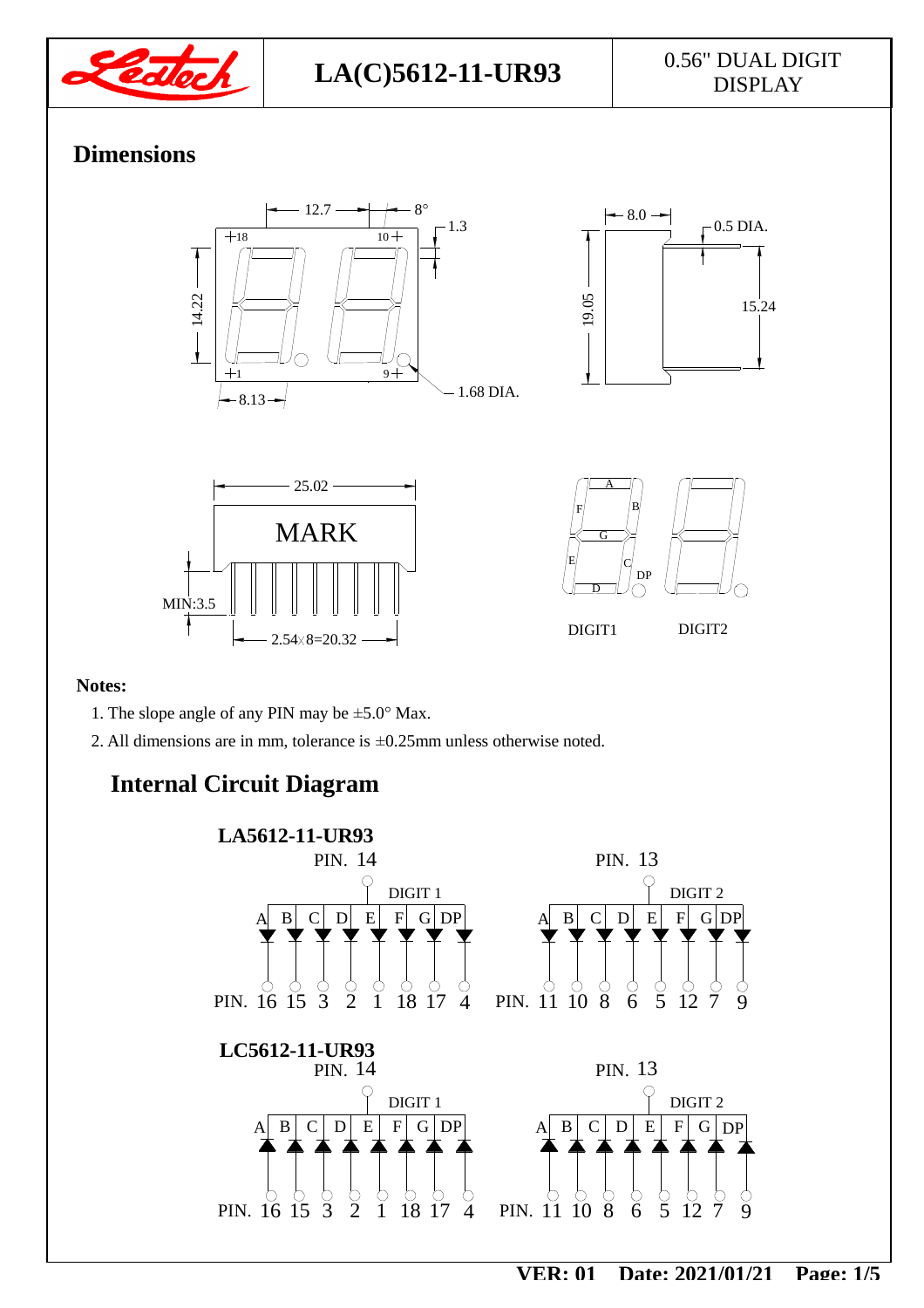# LA(C)5612-11-UR93

0.56" DUAL DIGIT DISPLAY

## Dimensions

12.7, 8°, 1.3, 18, 10, 14.22, 1, 9, 8.13, 1.68 DIA., 8.0, 0.5 DIA., 19.05, 15.24

25.02, MARK, MIN:3.5, 2.54×8=20.32

A, B, C, D, E, F, G, DP

DIGIT1 DIGIT2

**Notes:**

1. The slope angle of any PIN may be ±5.0° Max.
2. All dimensions are in mm, tolerance is ±0.25mm unless otherwise noted.

## Internal Circuit Diagram

**LA5612-11-UR93**

PIN. 14 — DIGIT 1

| A | B | C | D | E | F | G | DP |
|---|---|---|---|---|---|---|---|
| 16 | 15 | 3 | 2 | 1 | 18 | 17 | 4 |

PIN. 13 — DIGIT 2

| A | B | C | D | E | F | G | DP |
|---|---|---|---|---|---|---|---|
| 11 | 10 | 8 | 6 | 5 | 12 | 7 | 9 |

**LC5612-11-UR93**

PIN. 14 — DIGIT 1

| A | B | C | D | E | F | G | DP |
|---|---|---|---|---|---|---|---|
| 16 | 15 | 3 | 2 | 1 | 18 | 17 | 4 |

PIN. 13 — DIGIT 2

| A | B | C | D | E | F | G | DP |
|---|---|---|---|---|---|---|---|
| 11 | 10 | 8 | 6 | 5 | 12 | 7 | 9 |

**VER: 01 Date: 2021/01/21**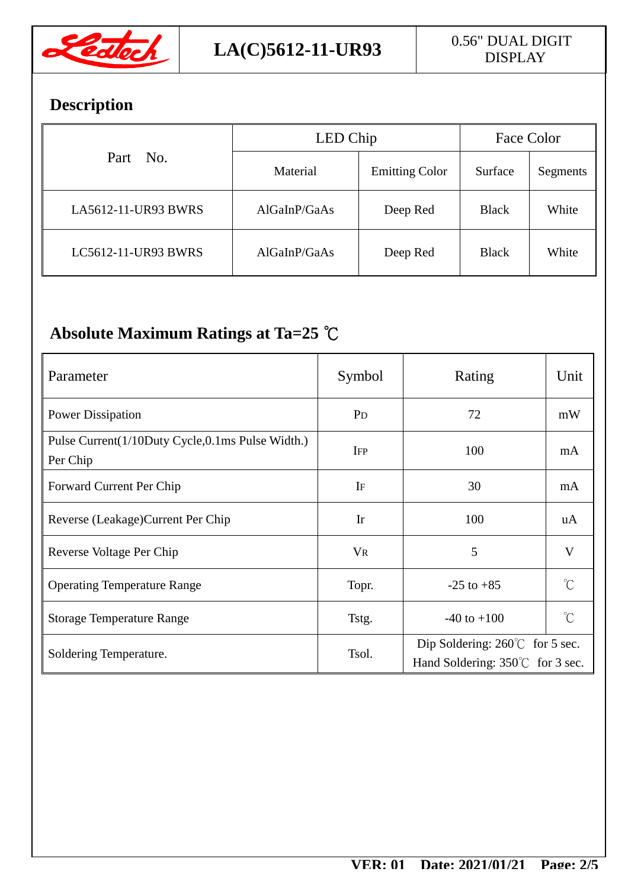# LA(C)5612-11-UR93

0.56" DUAL DIGIT DISPLAY

## Description

| Part No. | LED Chip | | Face Color | |
|---|---|---|---|---|
| | Material | Emitting Color | Surface | Segments |
| LA5612-11-UR93 BWRS | AlGaInP/GaAs | Deep Red | Black | White |
| LC5612-11-UR93 BWRS | AlGaInP/GaAs | Deep Red | Black | White |

## Absolute Maximum Ratings at Ta=25 ℃

| Parameter | Symbol | Rating | Unit |
|---|---|---|---|
| Power Dissipation | $P_D$ | 72 | mW |
| Pulse Current(1/10Duty Cycle,0.1ms Pulse Width.) Per Chip | $I_{FP}$ | 100 | mA |
| Forward Current Per Chip | $I_F$ | 30 | mA |
| Reverse (Leakage)Current Per Chip | Ir | 100 | uA |
| Reverse Voltage Per Chip | $V_R$ | 5 | V |
| Operating Temperature Range | Topr. | -25 to +85 | ℃ |
| Storage Temperature Range | Tstg. | -40 to +100 | ℃ |
| Soldering Temperature. | Tsol. | Dip Soldering: 260℃ for 5 sec.<br>Hand Soldering: 350℃ for 3 sec. | |

VER: 01 Date: 2021/01/21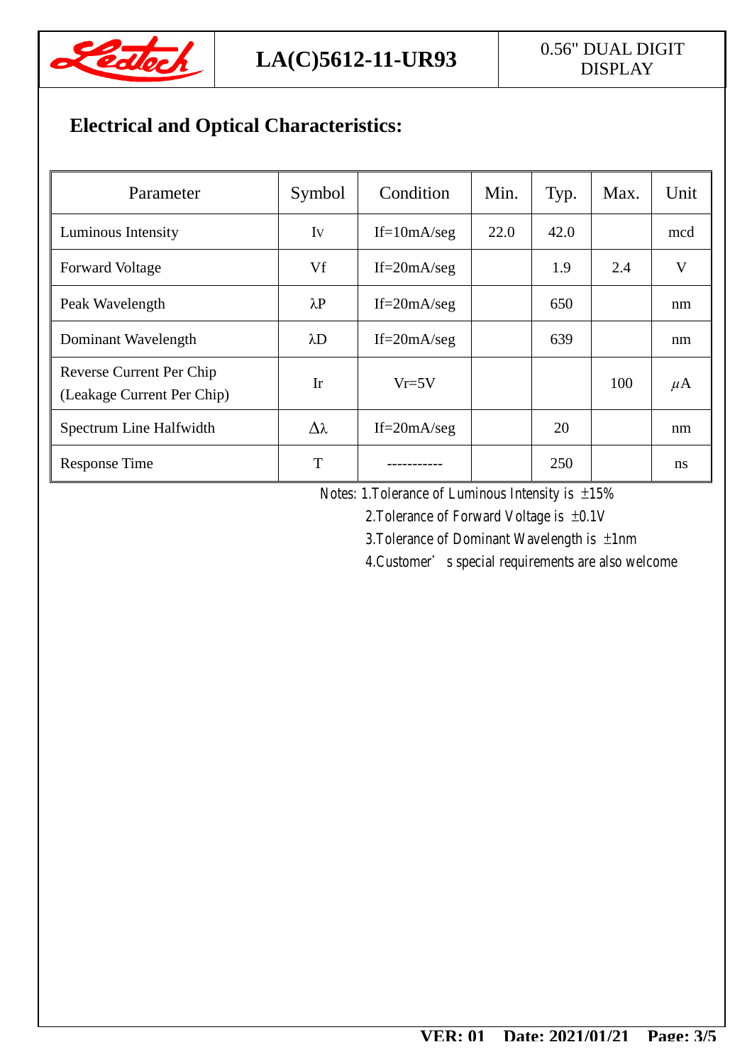## Electrical and Optical Characteristics:

| Parameter | Symbol | Condition | Min. | Typ. | Max. | Unit |
|---|---|---|---|---|---|---|
| Luminous Intensity | Iv | If=10mA/seg | 22.0 | 42.0 | | mcd |
| Forward Voltage | Vf | If=20mA/seg | | 1.9 | 2.4 | V |
| Peak Wavelength | λP | If=20mA/seg | | 650 | | nm |
| Dominant Wavelength | λD | If=20mA/seg | | 639 | | nm |
| Reverse Current Per Chip (Leakage Current Per Chip) | Ir | Vr=5V | | | 100 | μA |
| Spectrum Line Halfwidth | Δλ | If=20mA/seg | | 20 | | nm |
| Response Time | T | ----------- | | 250 | | ns |

Notes: 1.Tolerance of Luminous Intensity is ±15%

2.Tolerance of Forward Voltage is ±0.1V

3.Tolerance of Dominant Wavelength is ±1nm

4.Customer's special requirements are also welcome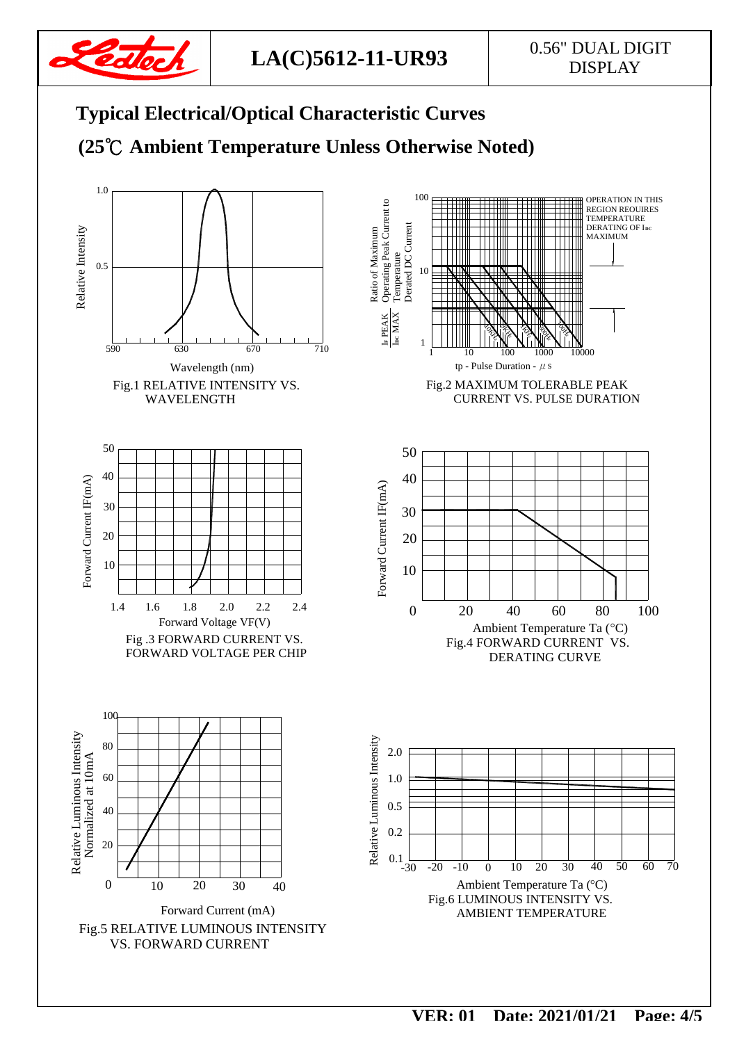## Typical Electrical/Optical Characteristic Curves

## (25℃ Ambient Temperature Unless Otherwise Noted)

Fig.1 RELATIVE INTENSITY VS. WAVELENGTH

Fig.2 MAXIMUM TOLERABLE PEAK CURRENT VS. PULSE DURATION

Fig .3 FORWARD CURRENT VS. FORWARD VOLTAGE PER CHIP

Fig.4 FORWARD CURRENT VS. DERATING CURVE

Fig.5 RELATIVE LUMINOUS INTENSITY VS. FORWARD CURRENT

Fig.6 LUMINOUS INTENSITY VS. AMBIENT TEMPERATURE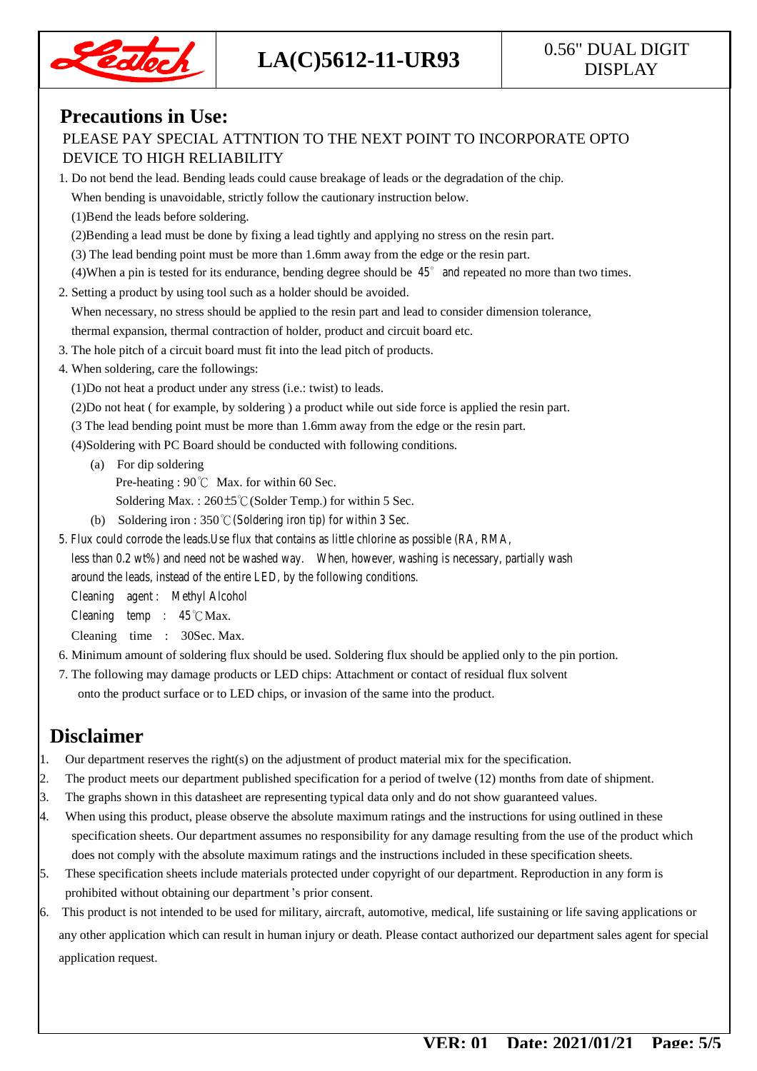## Precautions in Use:

PLEASE PAY SPECIAL ATTNTION TO THE NEXT POINT TO INCORPORATE OPTO DEVICE TO HIGH RELIABILITY

1. Do not bend the lead. Bending leads could cause breakage of leads or the degradation of the chip.
   When bending is unavoidable, strictly follow the cautionary instruction below.
   (1)Bend the leads before soldering.
   (2)Bending a lead must be done by fixing a lead tightly and applying no stress on the resin part.
   (3) The lead bending point must be more than 1.6mm away from the edge or the resin part.
   (4)When a pin is tested for its endurance, bending degree should be 45° and repeated no more than two times.
2. Setting a product by using tool such as a holder should be avoided.
   When necessary, no stress should be applied to the resin part and lead to consider dimension tolerance, thermal expansion, thermal contraction of holder, product and circuit board etc.
3. The hole pitch of a circuit board must fit into the lead pitch of products.
4. When soldering, care the followings:
   (1)Do not heat a product under any stress (i.e.: twist) to leads.
   (2)Do not heat ( for example, by soldering ) a product while out side force is applied the resin part.
   (3 The lead bending point must be more than 1.6mm away from the edge or the resin part.
   (4)Soldering with PC Board should be conducted with following conditions.
   (a) For dip soldering
   Pre-heating : 90℃ Max. for within 60 Sec.
   Soldering Max. : 260±5℃(Solder Temp.) for within 5 Sec.
   (b) Soldering iron : 350℃(Soldering iron tip) for within 3 Sec.
5. Flux could corrode the leads.Use flux that contains as little chlorine as possible (RA, RMA, less than 0.2 wt%) and need not be washed way. When, however, washing is necessary, partially wash around the leads, instead of the entire LED, by the following conditions.
   Cleaning agent : Methyl Alcohol
   Cleaning temp : 45℃Max.
   Cleaning time : 30Sec. Max.
6. Minimum amount of soldering flux should be used. Soldering flux should be applied only to the pin portion.
7. The following may damage products or LED chips: Attachment or contact of residual flux solvent onto the product surface or to LED chips, or invasion of the same into the product.

## Disclaimer

1. Our department reserves the right(s) on the adjustment of product material mix for the specification.
2. The product meets our department published specification for a period of twelve (12) months from date of shipment.
3. The graphs shown in this datasheet are representing typical data only and do not show guaranteed values.
4. When using this product, please observe the absolute maximum ratings and the instructions for using outlined in these specification sheets. Our department assumes no responsibility for any damage resulting from the use of the product which does not comply with the absolute maximum ratings and the instructions included in these specification sheets.
5. These specification sheets include materials protected under copyright of our department. Reproduction in any form is prohibited without obtaining our department's prior consent.
6. This product is not intended to be used for military, aircraft, automotive, medical, life sustaining or life saving applications or any other application which can result in human injury or death. Please contact authorized our department sales agent for special application request.

VER: 01 Date: 2021/01/21